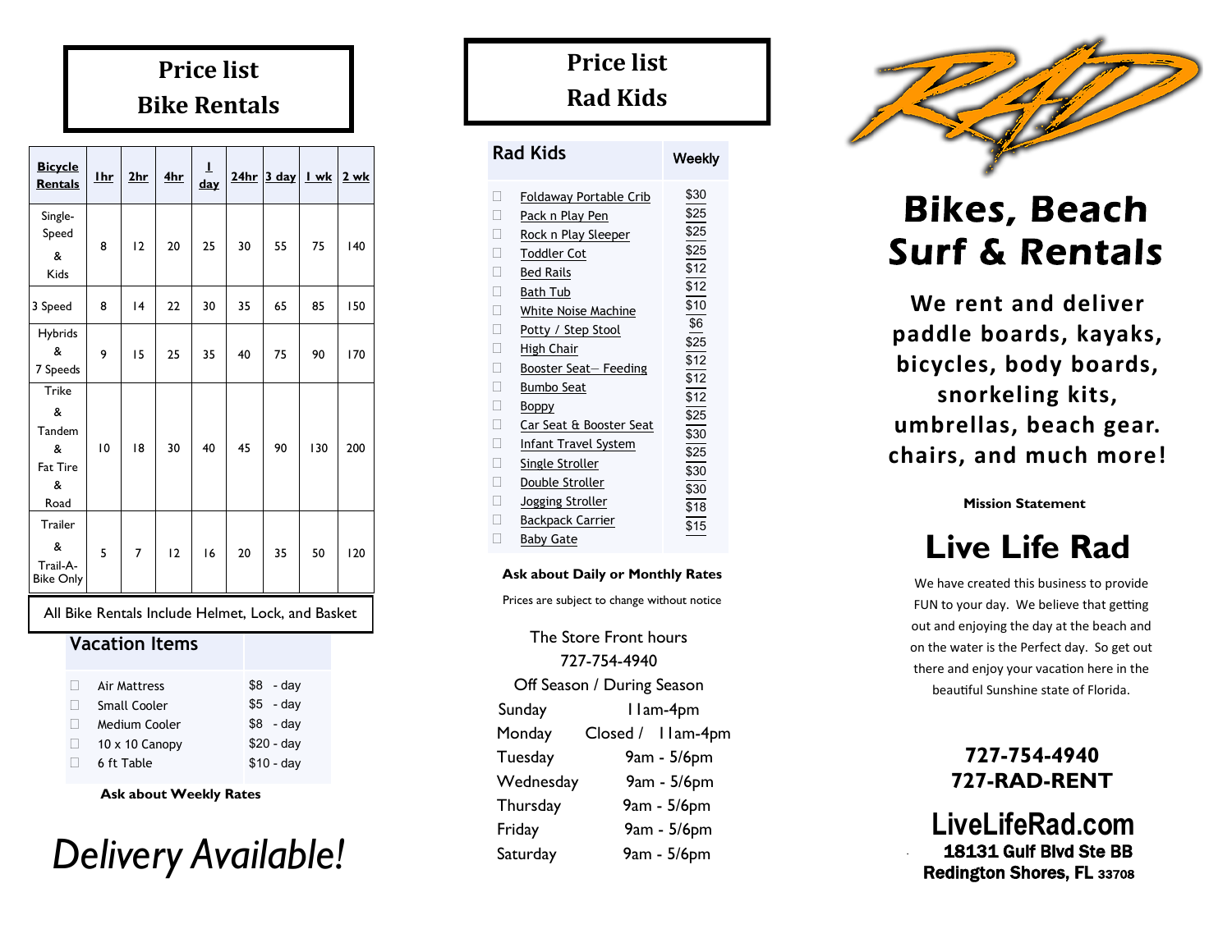# Price list
# Bike Rentals

| Bicycle Rentals | 1hr | 2hr | 4hr | 1 day | 24hr | 3 day | 1 wk | 2 wk |
|---|---|---|---|---|---|---|---|---|
| Single-Speed & Kids | 8 | 12 | 20 | 25 | 30 | 55 | 75 | 140 |
| 3 Speed | 8 | 14 | 22 | 30 | 35 | 65 | 85 | 150 |
| Hybrids & 7 Speeds | 9 | 15 | 25 | 35 | 40 | 75 | 90 | 170 |
| Trike & Tandem & Fat Tire & Road | 10 | 18 | 30 | 40 | 45 | 90 | 130 | 200 |
| Trailer & Trail-A-Bike Only | 5 | 7 | 12 | 16 | 20 | 35 | 50 | 120 |

All Bike Rentals Include Helmet, Lock, and Basket

| Vacation Items | |
|---|---|
| ☐ Air Mattress | $8 - day |
| ☐ Small Cooler | $5 - day |
| ☐ Medium Cooler | $8 - day |
| ☐ 10 x 10 Canopy | $20 - day |
| ☐ 6 ft Table | $10 - day |

**Ask about Weekly Rates**

*Delivery Available!*

# Price list
# Rad Kids

| Rad Kids | Weekly |
|---|---|
| ☐ Foldaway Portable Crib | $30 |
| ☐ Pack n Play Pen | $25 |
| ☐ Rock n Play Sleeper | $25 |
| ☐ Toddler Cot | $25 |
| ☐ Bed Rails | $12 |
| ☐ Bath Tub | $12 |
| ☐ White Noise Machine | $10 |
| ☐ Potty / Step Stool | $6 |
| ☐ High Chair | $25 |
| ☐ Booster Seat— Feeding | $12 |
| ☐ Bumbo Seat | $12 |
| ☐ Boppy | $12 |
| ☐ Car Seat & Booster Seat | $25 |
| ☐ Infant Travel System | $30 |
| ☐ Single Stroller | $25 |
| ☐ Double Stroller | $30 |
| ☐ Jogging Stroller | $30 |
| ☐ Backpack Carrier | $18 |
| ☐ Baby Gate | $15 |

**Ask about Daily or Monthly Rates**

Prices are subject to change without notice

The Store Front hours
727-754-4940
Off Season / During Season

| | |
|---|---|
| Sunday | 11am-4pm |
| Monday | Closed / 11am-4pm |
| Tuesday | 9am - 5/6pm |
| Wednesday | 9am - 5/6pm |
| Thursday | 9am - 5/6pm |
| Friday | 9am - 5/6pm |
| Saturday | 9am - 5/6pm |

RAD

# Bikes, Beach Surf & Rentals

**We rent and deliver paddle boards, kayaks, bicycles, body boards, snorkeling kits, umbrellas, beach gear. chairs, and much more!**

**Mission Statement**

## Live Life Rad

We have created this business to provide FUN to your day. We believe that getting out and enjoying the day at the beach and on the water is the Perfect day. So get out there and enjoy your vacation here in the beautiful Sunshine state of Florida.

**727-754-4940**
**727-RAD-RENT**

**LiveLifeRad.com**
**18131 Gulf Blvd Ste BB**
**Redington Shores, FL 33708**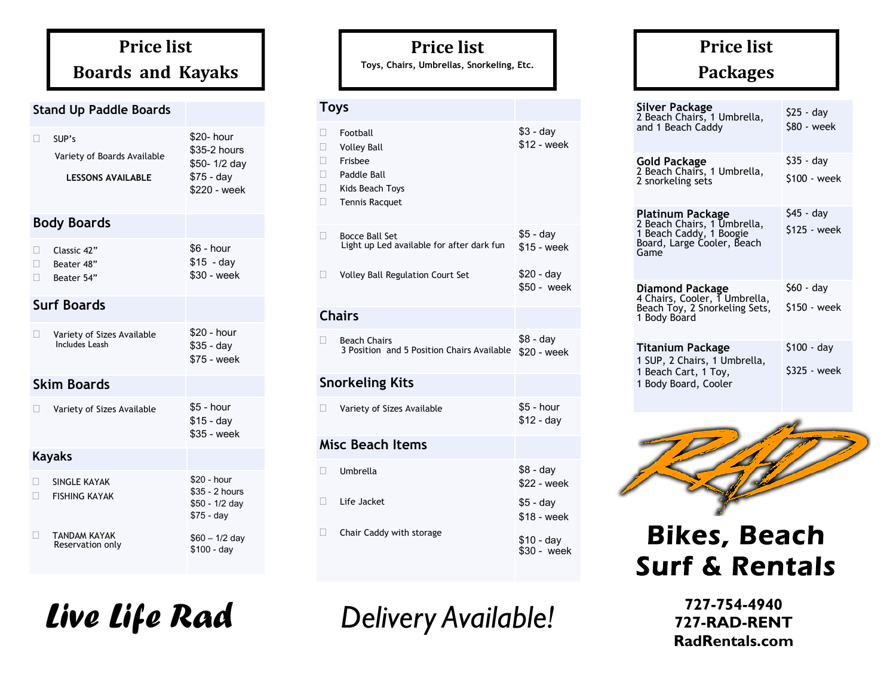# Price list
## Boards and Kayaks

| Stand Up Paddle Boards | |
|---|---|
| SUP's<br>Variety of Boards Available<br>LESSONS AVAILABLE | $20- hour<br>$35-2 hours<br>$50- 1/2 day<br>$75 - day<br>$220 - week |

| Body Boards | |
|---|---|
| Classic 42"<br>Beater 48"<br>Beater 54" | $6 - hour<br>$15 - day<br>$30 - week |

| Surf Boards | |
|---|---|
| Variety of Sizes Available<br>Includes Leash | $20 - hour<br>$35 - day<br>$75 - week |

| Skim Boards | |
|---|---|
| Variety of Sizes Available | $5 - hour<br>$15 - day<br>$35 - week |

| Kayaks | |
|---|---|
| SINGLE KAYAK<br>FISHING KAYAK | $20 - hour<br>$35 - 2 hours<br>$50 - 1/2 day<br>$75 - day |
| TANDAM KAYAK<br>Reservation only | $60 – 1/2 day<br>$100 - day |

***Live Life Rad***

# Price list
## Toys, Chairs, Umbrellas, Snorkeling, Etc.

| Toys | |
|---|---|
| Football<br>Volley Ball<br>Frisbee<br>Paddle Ball<br>Kids Beach Toys<br>Tennis Racquet | $3 - day<br>$12 - week |
| Bocce Ball Set<br>Light up Led available for after dark fun | $5 - day<br>$15 - week |
| Volley Ball Regulation Court Set | $20 - day<br>$50 - week |

| Chairs | |
|---|---|
| Beach Chairs<br>3 Position and 5 Position Chairs Available | $8 - day<br>$20 - week |

| Snorkeling Kits | |
|---|---|
| Variety of Sizes Available | $5 - hour<br>$12 - day |

| Misc Beach Items | |
|---|---|
| Umbrella | $8 - day<br>$22 - week |
| Life Jacket | $5 - day<br>$18 - week |
| Chair Caddy with storage | $10 - day<br>$30 - week |

*Delivery Available!*

# Price list
## Packages

| | |
|---|---|
| **Silver Package**<br>2 Beach Chairs, 1 Umbrella, and 1 Beach Caddy | $25 - day<br>$80 - week |
| **Gold Package**<br>2 Beach Chairs, 1 Umbrella, 2 snorkeling sets | $35 - day<br>$100 - week |
| **Platinum Package**<br>2 Beach Chairs, 1 Umbrella, 1 Beach Caddy, 1 Boogie Board, Large Cooler, Beach Game | $45 - day<br>$125 - week |
| **Diamond Package**<br>4 Chairs, Cooler, 1 Umbrella, Beach Toy, 2 Snorkeling Sets, 1 Body Board | $60 - day<br>$150 - week |
| **Titanium Package**<br>1 SUP, 2 Chairs, 1 Umbrella, 1 Beach Cart, 1 Toy, 1 Body Board, Cooler | $100 - day<br>$325 - week |

RAD

**Bikes, Beach Surf & Rentals**

**727-754-4940**
**727-RAD-RENT**
**RadRentals.com**